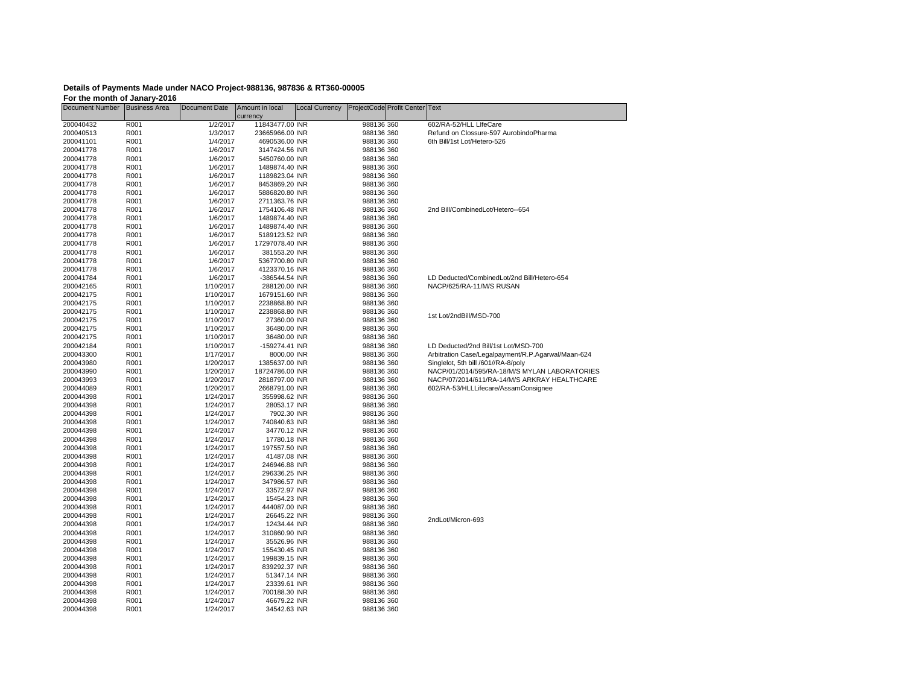**Details of Payments Made under NACO Project-988136, 987836 & RT360-00005**
**For the month of Janary-2016**

| Document Number | Business Area | Document Date | Amount in local currency | Local Currency | ProjectCode | Profit Center | Text |
|---|---|---|---|---|---|---|---|
| 200040432 | R001 | 1/2/2017 | 11843477.00 | INR | 988136 | 360 | 602/RA-52/HLL LIfeCare |
| 200040513 | R001 | 1/3/2017 | 23665966.00 | INR | 988136 | 360 | Refund on Clossure-597 AurobindoPharma |
| 200041101 | R001 | 1/4/2017 | 4690536.00 | INR | 988136 | 360 | 6th Bill/1st Lot/Hetero-526 |
| 200041778 | R001 | 1/6/2017 | 3147424.56 | INR | 988136 | 360 | |
| 200041778 | R001 | 1/6/2017 | 5450760.00 | INR | 988136 | 360 | |
| 200041778 | R001 | 1/6/2017 | 1489874.40 | INR | 988136 | 360 | |
| 200041778 | R001 | 1/6/2017 | 1189823.04 | INR | 988136 | 360 | |
| 200041778 | R001 | 1/6/2017 | 8453869.20 | INR | 988136 | 360 | |
| 200041778 | R001 | 1/6/2017 | 5886820.80 | INR | 988136 | 360 | |
| 200041778 | R001 | 1/6/2017 | 2711363.76 | INR | 988136 | 360 | |
| 200041778 | R001 | 1/6/2017 | 1754106.48 | INR | 988136 | 360 | 2nd Bill/CombinedLot/Hetero--654 |
| 200041778 | R001 | 1/6/2017 | 1489874.40 | INR | 988136 | 360 | |
| 200041778 | R001 | 1/6/2017 | 1489874.40 | INR | 988136 | 360 | |
| 200041778 | R001 | 1/6/2017 | 5189123.52 | INR | 988136 | 360 | |
| 200041778 | R001 | 1/6/2017 | 17297078.40 | INR | 988136 | 360 | |
| 200041778 | R001 | 1/6/2017 | 381553.20 | INR | 988136 | 360 | |
| 200041778 | R001 | 1/6/2017 | 5367700.80 | INR | 988136 | 360 | |
| 200041778 | R001 | 1/6/2017 | 4123370.16 | INR | 988136 | 360 | |
| 200041784 | R001 | 1/6/2017 | -386544.54 | INR | 988136 | 360 | LD Deducted/CombinedLot/2nd Bill/Hetero-654 |
| 200042165 | R001 | 1/10/2017 | 288120.00 | INR | 988136 | 360 | NACP/625/RA-11/M/S RUSAN |
| 200042175 | R001 | 1/10/2017 | 1679151.60 | INR | 988136 | 360 | |
| 200042175 | R001 | 1/10/2017 | 2238868.80 | INR | 988136 | 360 | |
| 200042175 | R001 | 1/10/2017 | 2238868.80 | INR | 988136 | 360 | 1st Lot/2ndBill/MSD-700 |
| 200042175 | R001 | 1/10/2017 | 27360.00 | INR | 988136 | 360 | |
| 200042175 | R001 | 1/10/2017 | 36480.00 | INR | 988136 | 360 | |
| 200042175 | R001 | 1/10/2017 | 36480.00 | INR | 988136 | 360 | |
| 200042184 | R001 | 1/10/2017 | -159274.41 | INR | 988136 | 360 | LD Deducted/2nd Bill/1st Lot/MSD-700 |
| 200043300 | R001 | 1/17/2017 | 8000.00 | INR | 988136 | 360 | Arbitration Case/Legalpayment/R.P.Agarwal/Maan-624 |
| 200043980 | R001 | 1/20/2017 | 1385637.00 | INR | 988136 | 360 | Singlelot, 5th bill /601//RA-8/poly |
| 200043990 | R001 | 1/20/2017 | 18724786.00 | INR | 988136 | 360 | NACP/01/2014/595/RA-18/M/S MYLAN LABORATORIES |
| 200043993 | R001 | 1/20/2017 | 2818797.00 | INR | 988136 | 360 | NACP/07/2014/611/RA-14/M/S ARKRAY HEALTHCARE |
| 200044089 | R001 | 1/20/2017 | 2668791.00 | INR | 988136 | 360 | 602/RA-53/HLLLifecare/AssamConsignee |
| 200044398 | R001 | 1/24/2017 | 355998.62 | INR | 988136 | 360 | |
| 200044398 | R001 | 1/24/2017 | 28053.17 | INR | 988136 | 360 | |
| 200044398 | R001 | 1/24/2017 | 7902.30 | INR | 988136 | 360 | |
| 200044398 | R001 | 1/24/2017 | 740840.63 | INR | 988136 | 360 | |
| 200044398 | R001 | 1/24/2017 | 34770.12 | INR | 988136 | 360 | |
| 200044398 | R001 | 1/24/2017 | 17780.18 | INR | 988136 | 360 | |
| 200044398 | R001 | 1/24/2017 | 197557.50 | INR | 988136 | 360 | |
| 200044398 | R001 | 1/24/2017 | 41487.08 | INR | 988136 | 360 | |
| 200044398 | R001 | 1/24/2017 | 246946.88 | INR | 988136 | 360 | |
| 200044398 | R001 | 1/24/2017 | 296336.25 | INR | 988136 | 360 | |
| 200044398 | R001 | 1/24/2017 | 347986.57 | INR | 988136 | 360 | |
| 200044398 | R001 | 1/24/2017 | 33572.97 | INR | 988136 | 360 | |
| 200044398 | R001 | 1/24/2017 | 15454.23 | INR | 988136 | 360 | |
| 200044398 | R001 | 1/24/2017 | 444087.00 | INR | 988136 | 360 | |
| 200044398 | R001 | 1/24/2017 | 26645.22 | INR | 988136 | 360 | 2ndLot/Micron-693 |
| 200044398 | R001 | 1/24/2017 | 12434.44 | INR | 988136 | 360 | |
| 200044398 | R001 | 1/24/2017 | 310860.90 | INR | 988136 | 360 | |
| 200044398 | R001 | 1/24/2017 | 35526.96 | INR | 988136 | 360 | |
| 200044398 | R001 | 1/24/2017 | 155430.45 | INR | 988136 | 360 | |
| 200044398 | R001 | 1/24/2017 | 199839.15 | INR | 988136 | 360 | |
| 200044398 | R001 | 1/24/2017 | 839292.37 | INR | 988136 | 360 | |
| 200044398 | R001 | 1/24/2017 | 51347.14 | INR | 988136 | 360 | |
| 200044398 | R001 | 1/24/2017 | 23339.61 | INR | 988136 | 360 | |
| 200044398 | R001 | 1/24/2017 | 700188.30 | INR | 988136 | 360 | |
| 200044398 | R001 | 1/24/2017 | 46679.22 | INR | 988136 | 360 | |
| 200044398 | R001 | 1/24/2017 | 34542.63 | INR | 988136 | 360 | |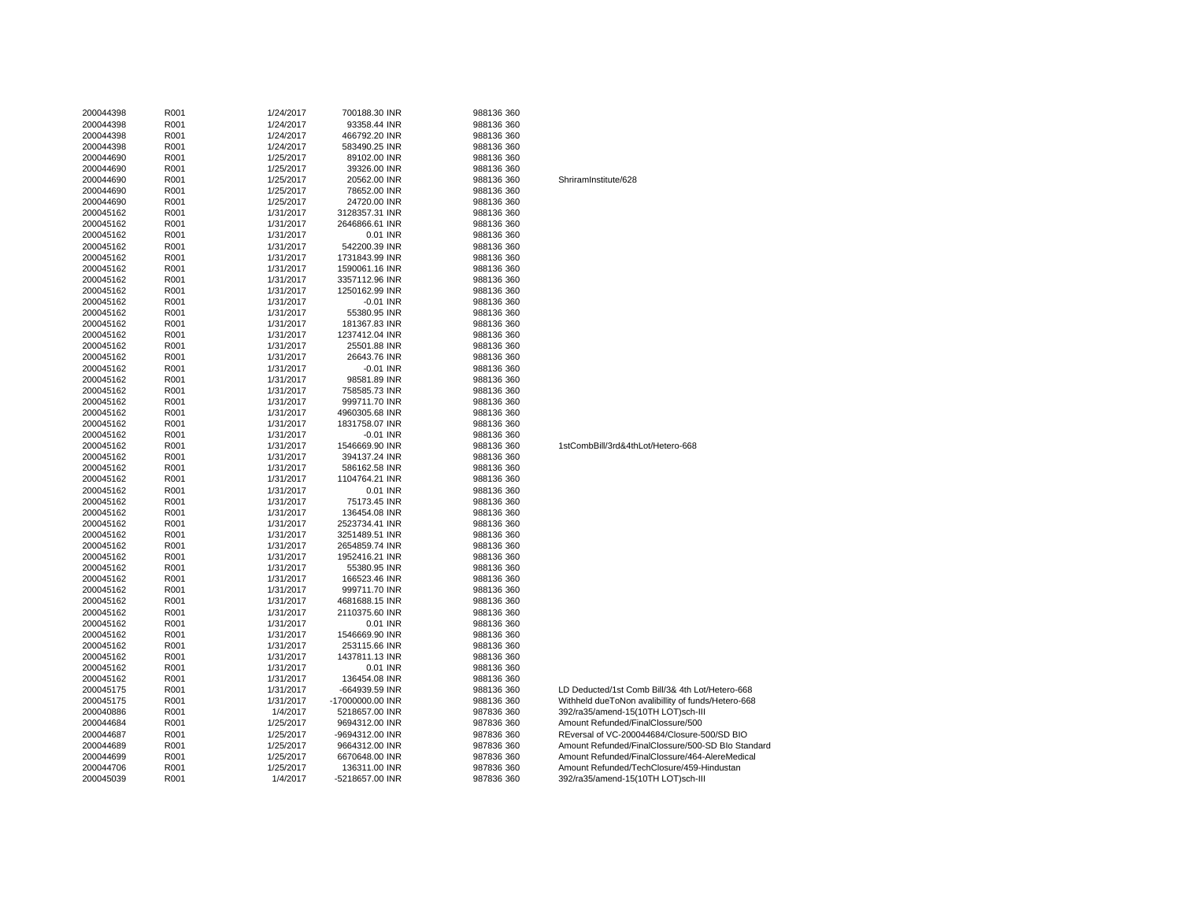| | | | | | |
|---|---|---|---|---|---|
| 200044398 | R001 | 1/24/2017 | 700188.30 INR | 988136 360 | |
| 200044398 | R001 | 1/24/2017 | 93358.44 INR | 988136 360 | |
| 200044398 | R001 | 1/24/2017 | 466792.20 INR | 988136 360 | |
| 200044398 | R001 | 1/24/2017 | 583490.25 INR | 988136 360 | |
| 200044690 | R001 | 1/25/2017 | 89102.00 INR | 988136 360 | |
| 200044690 | R001 | 1/25/2017 | 39326.00 INR | 988136 360 | |
| 200044690 | R001 | 1/25/2017 | 20562.00 INR | 988136 360 | ShriramInstitute/628 |
| 200044690 | R001 | 1/25/2017 | 78652.00 INR | 988136 360 | |
| 200044690 | R001 | 1/25/2017 | 24720.00 INR | 988136 360 | |
| 200045162 | R001 | 1/31/2017 | 3128357.31 INR | 988136 360 | |
| 200045162 | R001 | 1/31/2017 | 2646866.61 INR | 988136 360 | |
| 200045162 | R001 | 1/31/2017 | 0.01 INR | 988136 360 | |
| 200045162 | R001 | 1/31/2017 | 542200.39 INR | 988136 360 | |
| 200045162 | R001 | 1/31/2017 | 1731843.99 INR | 988136 360 | |
| 200045162 | R001 | 1/31/2017 | 1590061.16 INR | 988136 360 | |
| 200045162 | R001 | 1/31/2017 | 3357112.96 INR | 988136 360 | |
| 200045162 | R001 | 1/31/2017 | 1250162.99 INR | 988136 360 | |
| 200045162 | R001 | 1/31/2017 | -0.01 INR | 988136 360 | |
| 200045162 | R001 | 1/31/2017 | 55380.95 INR | 988136 360 | |
| 200045162 | R001 | 1/31/2017 | 181367.83 INR | 988136 360 | |
| 200045162 | R001 | 1/31/2017 | 1237412.04 INR | 988136 360 | |
| 200045162 | R001 | 1/31/2017 | 25501.88 INR | 988136 360 | |
| 200045162 | R001 | 1/31/2017 | 26643.76 INR | 988136 360 | |
| 200045162 | R001 | 1/31/2017 | -0.01 INR | 988136 360 | |
| 200045162 | R001 | 1/31/2017 | 98581.89 INR | 988136 360 | |
| 200045162 | R001 | 1/31/2017 | 758585.73 INR | 988136 360 | |
| 200045162 | R001 | 1/31/2017 | 999711.70 INR | 988136 360 | |
| 200045162 | R001 | 1/31/2017 | 4960305.68 INR | 988136 360 | |
| 200045162 | R001 | 1/31/2017 | 1831758.07 INR | 988136 360 | |
| 200045162 | R001 | 1/31/2017 | -0.01 INR | 988136 360 | |
| 200045162 | R001 | 1/31/2017 | 1546669.90 INR | 988136 360 | 1stCombBill/3rd&4thLot/Hetero-668 |
| 200045162 | R001 | 1/31/2017 | 394137.24 INR | 988136 360 | |
| 200045162 | R001 | 1/31/2017 | 586162.58 INR | 988136 360 | |
| 200045162 | R001 | 1/31/2017 | 1104764.21 INR | 988136 360 | |
| 200045162 | R001 | 1/31/2017 | 0.01 INR | 988136 360 | |
| 200045162 | R001 | 1/31/2017 | 75173.45 INR | 988136 360 | |
| 200045162 | R001 | 1/31/2017 | 136454.08 INR | 988136 360 | |
| 200045162 | R001 | 1/31/2017 | 2523734.41 INR | 988136 360 | |
| 200045162 | R001 | 1/31/2017 | 3251489.51 INR | 988136 360 | |
| 200045162 | R001 | 1/31/2017 | 2654859.74 INR | 988136 360 | |
| 200045162 | R001 | 1/31/2017 | 1952416.21 INR | 988136 360 | |
| 200045162 | R001 | 1/31/2017 | 55380.95 INR | 988136 360 | |
| 200045162 | R001 | 1/31/2017 | 166523.46 INR | 988136 360 | |
| 200045162 | R001 | 1/31/2017 | 999711.70 INR | 988136 360 | |
| 200045162 | R001 | 1/31/2017 | 4681688.15 INR | 988136 360 | |
| 200045162 | R001 | 1/31/2017 | 2110375.60 INR | 988136 360 | |
| 200045162 | R001 | 1/31/2017 | 0.01 INR | 988136 360 | |
| 200045162 | R001 | 1/31/2017 | 1546669.90 INR | 988136 360 | |
| 200045162 | R001 | 1/31/2017 | 253115.66 INR | 988136 360 | |
| 200045162 | R001 | 1/31/2017 | 1437811.13 INR | 988136 360 | |
| 200045162 | R001 | 1/31/2017 | 0.01 INR | 988136 360 | |
| 200045162 | R001 | 1/31/2017 | 136454.08 INR | 988136 360 | |
| 200045175 | R001 | 1/31/2017 | -664939.59 INR | 988136 360 | LD Deducted/1st Comb Bill/3& 4th Lot/Hetero-668 |
| 200045175 | R001 | 1/31/2017 | -17000000.00 INR | 988136 360 | Withheld dueToNon avalibillity of funds/Hetero-668 |
| 200040886 | R001 | 1/4/2017 | 5218657.00 INR | 987836 360 | 392/ra35/amend-15(10TH LOT)sch-III |
| 200044684 | R001 | 1/25/2017 | 9694312.00 INR | 987836 360 | Amount Refunded/FinalClossure/500 |
| 200044687 | R001 | 1/25/2017 | -9694312.00 INR | 987836 360 | REversal of VC-200044684/Closure-500/SD BIO |
| 200044689 | R001 | 1/25/2017 | 9664312.00 INR | 987836 360 | Amount Refunded/FinalClossure/500-SD BIo Standard |
| 200044699 | R001 | 1/25/2017 | 6670648.00 INR | 987836 360 | Amount Refunded/FinalClossure/464-AlereMedical |
| 200044706 | R001 | 1/25/2017 | 136311.00 INR | 987836 360 | Amount Refunded/TechClosure/459-Hindustan |
| 200045039 | R001 | 1/4/2017 | -5218657.00 INR | 987836 360 | 392/ra35/amend-15(10TH LOT)sch-III |